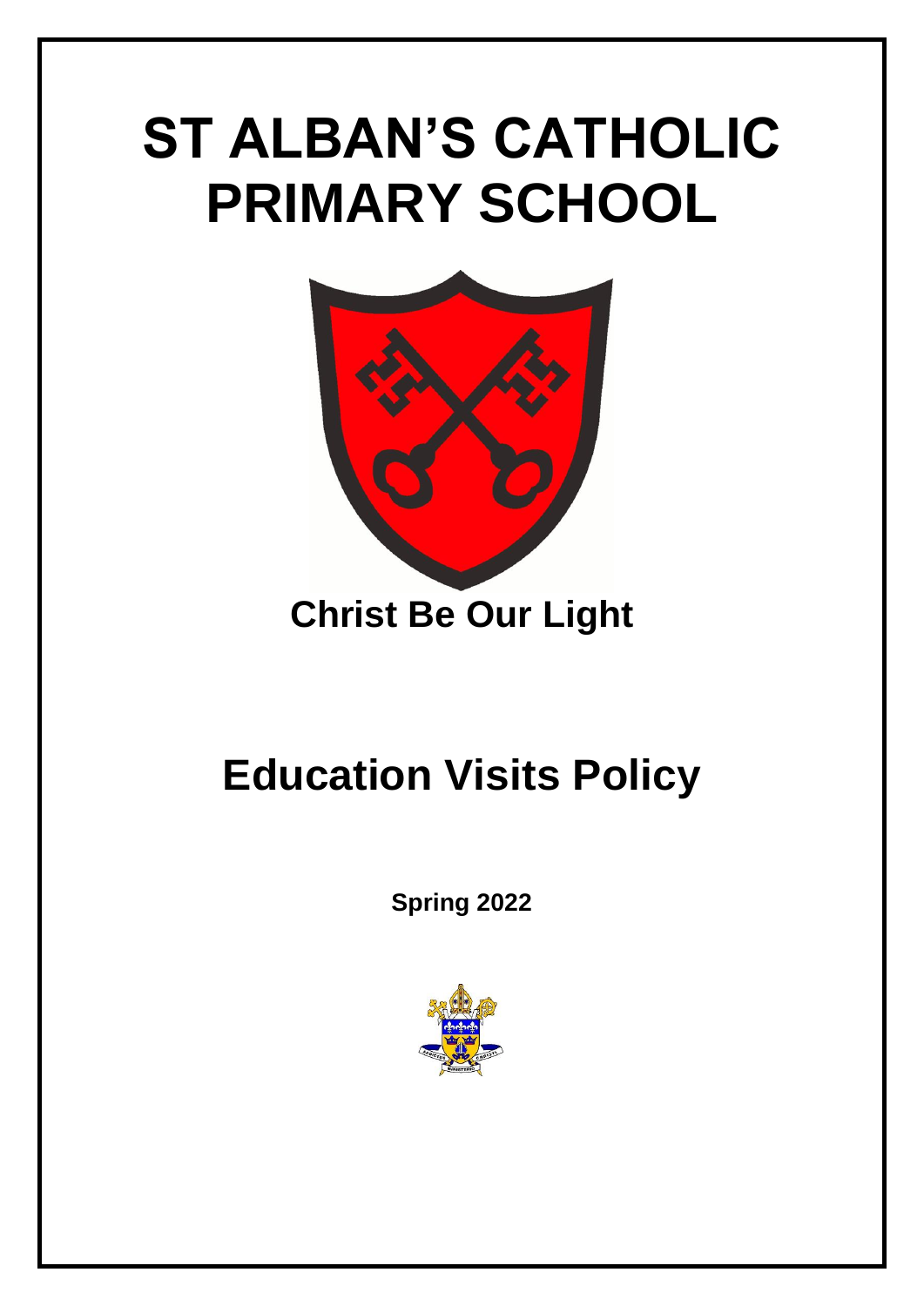# ST ALBAN'S CATHOLIC PRIMARY SCHOOL

**Christ Be Our Light**

# Education Visits Policy

**Spring 2022**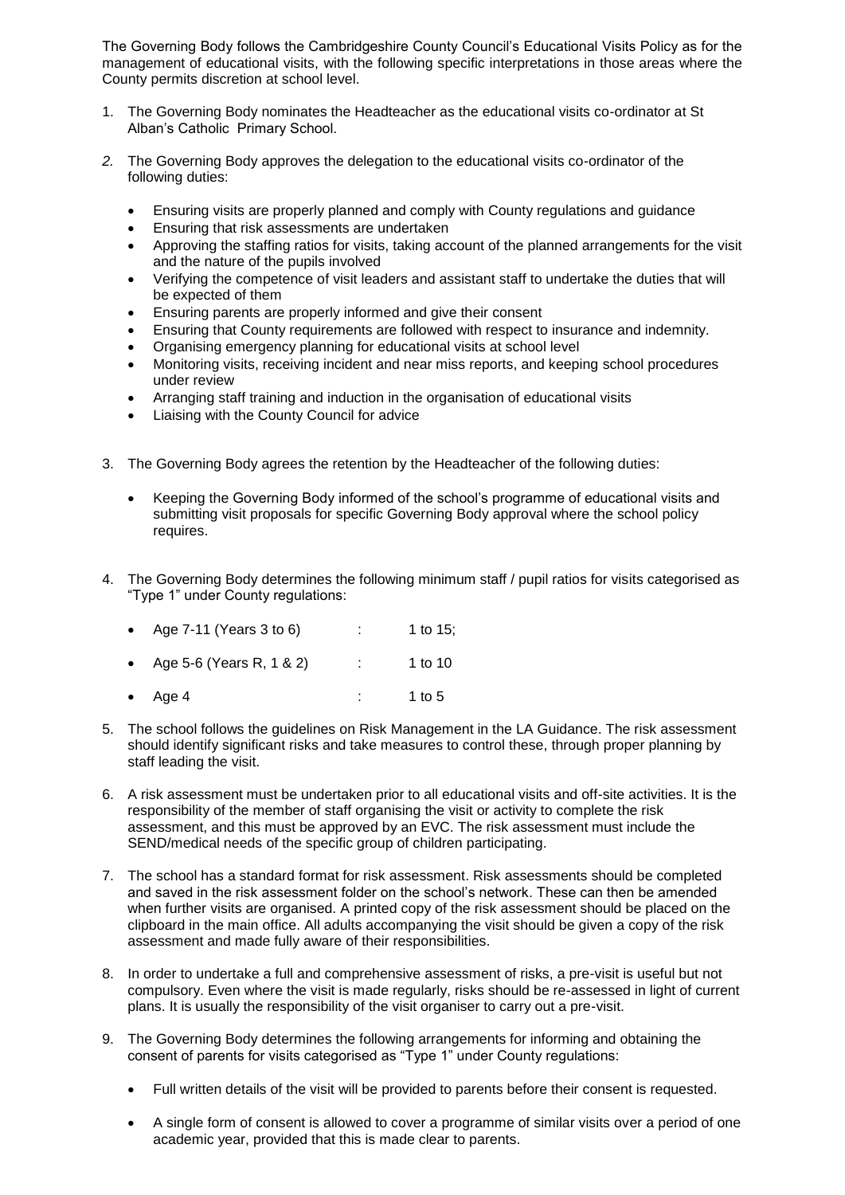The Governing Body follows the Cambridgeshire County Council's Educational Visits Policy as for the management of educational visits, with the following specific interpretations in those areas where the County permits discretion at school level.

1. The Governing Body nominates the Headteacher as the educational visits co-ordinator at St Alban's Catholic Primary School.

2. The Governing Body approves the delegation to the educational visits co-ordinator of the following duties:

   - Ensuring visits are properly planned and comply with County regulations and guidance
   - Ensuring that risk assessments are undertaken
   - Approving the staffing ratios for visits, taking account of the planned arrangements for the visit and the nature of the pupils involved
   - Verifying the competence of visit leaders and assistant staff to undertake the duties that will be expected of them
   - Ensuring parents are properly informed and give their consent
   - Ensuring that County requirements are followed with respect to insurance and indemnity.
   - Organising emergency planning for educational visits at school level
   - Monitoring visits, receiving incident and near miss reports, and keeping school procedures under review
   - Arranging staff training and induction in the organisation of educational visits
   - Liaising with the County Council for advice

3. The Governing Body agrees the retention by the Headteacher of the following duties:

   - Keeping the Governing Body informed of the school's programme of educational visits and submitting visit proposals for specific Governing Body approval where the school policy requires.

4. The Governing Body determines the following minimum staff / pupil ratios for visits categorised as "Type 1" under County regulations:

   - Age 7-11 (Years 3 to 6) : 1 to 15;
   - Age 5-6 (Years R, 1 & 2) : 1 to 10
   - Age 4 : 1 to 5

5. The school follows the guidelines on Risk Management in the LA Guidance. The risk assessment should identify significant risks and take measures to control these, through proper planning by staff leading the visit.

6. A risk assessment must be undertaken prior to all educational visits and off-site activities. It is the responsibility of the member of staff organising the visit or activity to complete the risk assessment, and this must be approved by an EVC. The risk assessment must include the SEND/medical needs of the specific group of children participating.

7. The school has a standard format for risk assessment. Risk assessments should be completed and saved in the risk assessment folder on the school's network. These can then be amended when further visits are organised. A printed copy of the risk assessment should be placed on the clipboard in the main office. All adults accompanying the visit should be given a copy of the risk assessment and made fully aware of their responsibilities.

8. In order to undertake a full and comprehensive assessment of risks, a pre-visit is useful but not compulsory. Even where the visit is made regularly, risks should be re-assessed in light of current plans. It is usually the responsibility of the visit organiser to carry out a pre-visit.

9. The Governing Body determines the following arrangements for informing and obtaining the consent of parents for visits categorised as "Type 1" under County regulations:

   - Full written details of the visit will be provided to parents before their consent is requested.
   - A single form of consent is allowed to cover a programme of similar visits over a period of one academic year, provided that this is made clear to parents.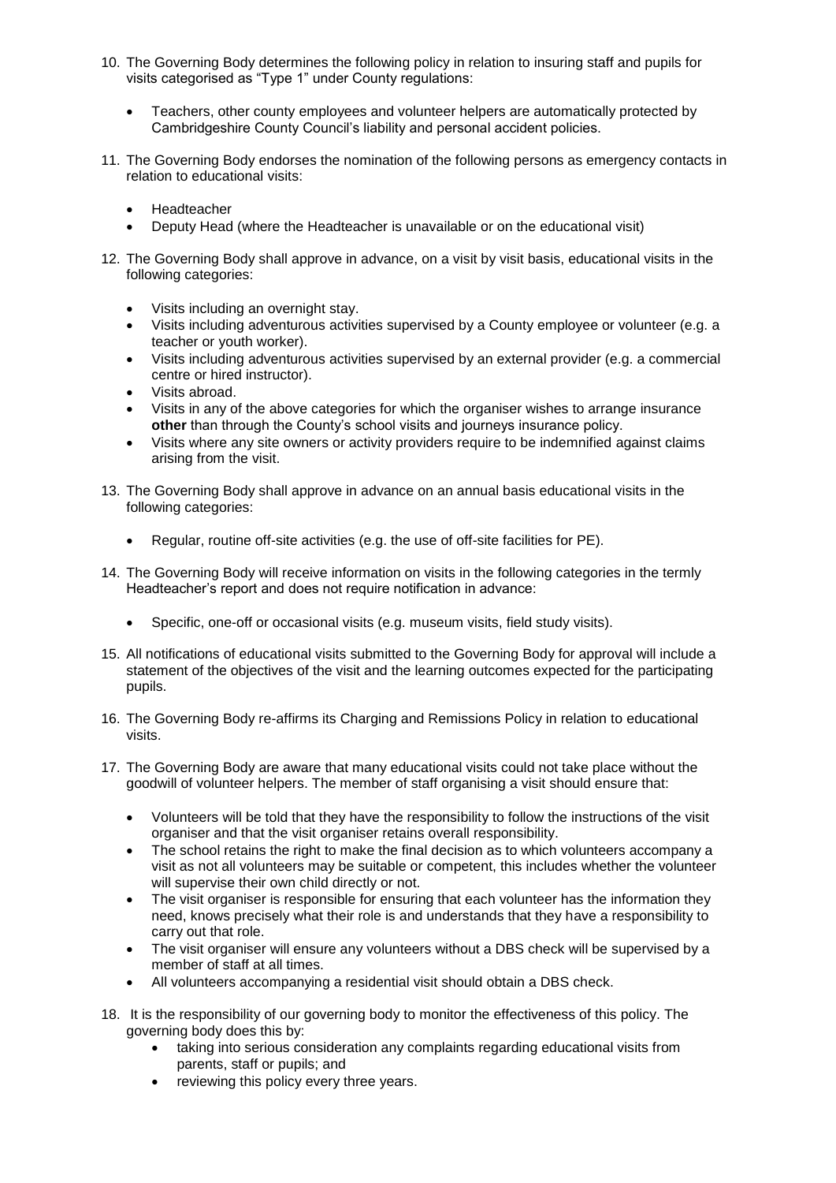10. The Governing Body determines the following policy in relation to insuring staff and pupils for visits categorised as "Type 1" under County regulations:

    - Teachers, other county employees and volunteer helpers are automatically protected by Cambridgeshire County Council's liability and personal accident policies.

11. The Governing Body endorses the nomination of the following persons as emergency contacts in relation to educational visits:

    - Headteacher
    - Deputy Head (where the Headteacher is unavailable or on the educational visit)

12. The Governing Body shall approve in advance, on a visit by visit basis, educational visits in the following categories:

    - Visits including an overnight stay.
    - Visits including adventurous activities supervised by a County employee or volunteer (e.g. a teacher or youth worker).
    - Visits including adventurous activities supervised by an external provider (e.g. a commercial centre or hired instructor).
    - Visits abroad.
    - Visits in any of the above categories for which the organiser wishes to arrange insurance **other** than through the County's school visits and journeys insurance policy.
    - Visits where any site owners or activity providers require to be indemnified against claims arising from the visit.

13. The Governing Body shall approve in advance on an annual basis educational visits in the following categories:

    - Regular, routine off-site activities (e.g. the use of off-site facilities for PE).

14. The Governing Body will receive information on visits in the following categories in the termly Headteacher's report and does not require notification in advance:

    - Specific, one-off or occasional visits (e.g. museum visits, field study visits).

15. All notifications of educational visits submitted to the Governing Body for approval will include a statement of the objectives of the visit and the learning outcomes expected for the participating pupils.

16. The Governing Body re-affirms its Charging and Remissions Policy in relation to educational visits.

17. The Governing Body are aware that many educational visits could not take place without the goodwill of volunteer helpers. The member of staff organising a visit should ensure that:

    - Volunteers will be told that they have the responsibility to follow the instructions of the visit organiser and that the visit organiser retains overall responsibility.
    - The school retains the right to make the final decision as to which volunteers accompany a visit as not all volunteers may be suitable or competent, this includes whether the volunteer will supervise their own child directly or not.
    - The visit organiser is responsible for ensuring that each volunteer has the information they need, knows precisely what their role is and understands that they have a responsibility to carry out that role.
    - The visit organiser will ensure any volunteers without a DBS check will be supervised by a member of staff at all times.
    - All volunteers accompanying a residential visit should obtain a DBS check.

18. It is the responsibility of our governing body to monitor the effectiveness of this policy. The governing body does this by:

    - taking into serious consideration any complaints regarding educational visits from parents, staff or pupils; and
    - reviewing this policy every three years.